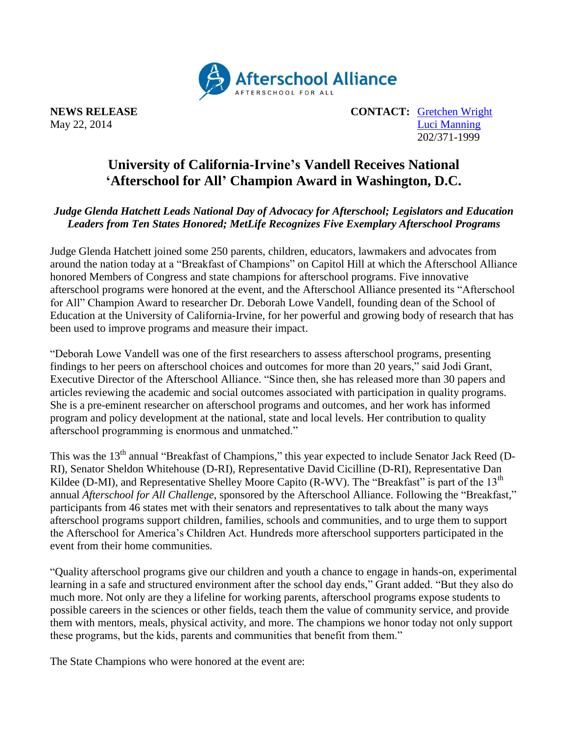Afterschool Alliance
AFTERSCHOOL FOR ALL

**NEWS RELEASE**
May 22, 2014

**CONTACT:** Gretchen Wright
Luci Manning
202/371-1999

# University of California-Irvine's Vandell Receives National 'Afterschool for All' Champion Award in Washington, D.C.

***Judge Glenda Hatchett Leads National Day of Advocacy for Afterschool; Legislators and Education Leaders from Ten States Honored; MetLife Recognizes Five Exemplary Afterschool Programs***

Judge Glenda Hatchett joined some 250 parents, children, educators, lawmakers and advocates from around the nation today at a "Breakfast of Champions" on Capitol Hill at which the Afterschool Alliance honored Members of Congress and state champions for afterschool programs. Five innovative afterschool programs were honored at the event, and the Afterschool Alliance presented its "Afterschool for All" Champion Award to researcher Dr. Deborah Lowe Vandell, founding dean of the School of Education at the University of California-Irvine, for her powerful and growing body of research that has been used to improve programs and measure their impact.

"Deborah Lowe Vandell was one of the first researchers to assess afterschool programs, presenting findings to her peers on afterschool choices and outcomes for more than 20 years," said Jodi Grant, Executive Director of the Afterschool Alliance. "Since then, she has released more than 30 papers and articles reviewing the academic and social outcomes associated with participation in quality programs. She is a pre-eminent researcher on afterschool programs and outcomes, and her work has informed program and policy development at the national, state and local levels. Her contribution to quality afterschool programming is enormous and unmatched."

This was the 13th annual "Breakfast of Champions," this year expected to include Senator Jack Reed (D-RI), Senator Sheldon Whitehouse (D-RI), Representative David Cicilline (D-RI), Representative Dan Kildee (D-MI), and Representative Shelley Moore Capito (R-WV). The "Breakfast" is part of the 13th annual *Afterschool for All Challenge*, sponsored by the Afterschool Alliance. Following the "Breakfast," participants from 46 states met with their senators and representatives to talk about the many ways afterschool programs support children, families, schools and communities, and to urge them to support the Afterschool for America's Children Act. Hundreds more afterschool supporters participated in the event from their home communities.

"Quality afterschool programs give our children and youth a chance to engage in hands-on, experimental learning in a safe and structured environment after the school day ends," Grant added. "But they also do much more. Not only are they a lifeline for working parents, afterschool programs expose students to possible careers in the sciences or other fields, teach them the value of community service, and provide them with mentors, meals, physical activity, and more. The champions we honor today not only support these programs, but the kids, parents and communities that benefit from them."

The State Champions who were honored at the event are: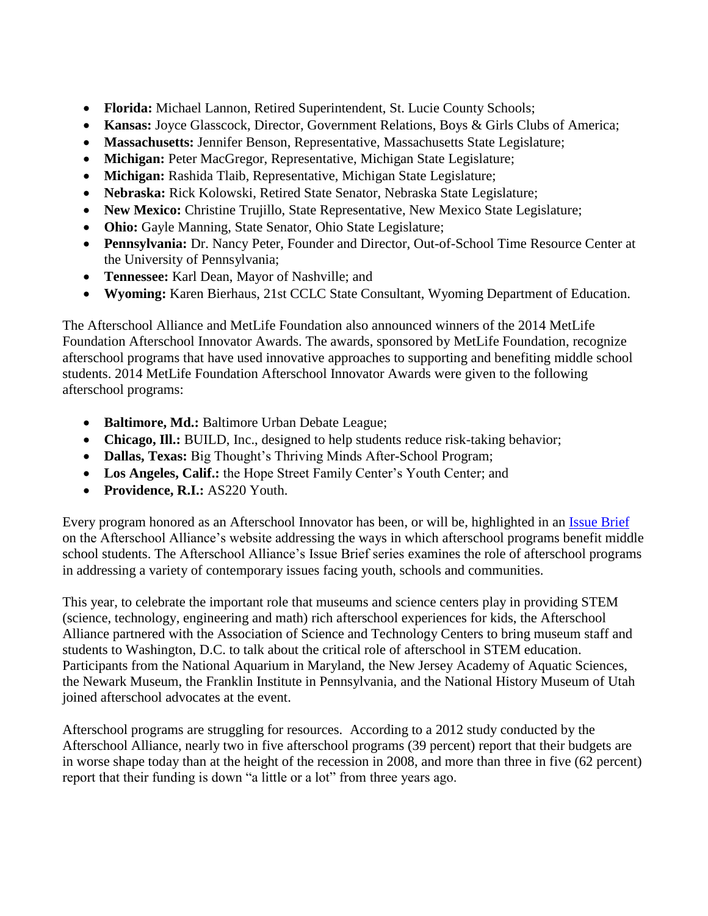- **Florida:** Michael Lannon, Retired Superintendent, St. Lucie County Schools;
- **Kansas:** Joyce Glasscock, Director, Government Relations, Boys & Girls Clubs of America;
- **Massachusetts:** Jennifer Benson, Representative, Massachusetts State Legislature;
- **Michigan:** Peter MacGregor, Representative, Michigan State Legislature;
- **Michigan:** Rashida Tlaib, Representative, Michigan State Legislature;
- **Nebraska:** Rick Kolowski, Retired State Senator, Nebraska State Legislature;
- **New Mexico:** Christine Trujillo, State Representative, New Mexico State Legislature;
- **Ohio:** Gayle Manning, State Senator, Ohio State Legislature;
- **Pennsylvania:** Dr. Nancy Peter, Founder and Director, Out-of-School Time Resource Center at the University of Pennsylvania;
- **Tennessee:** Karl Dean, Mayor of Nashville; and
- **Wyoming:** Karen Bierhaus, 21st CCLC State Consultant, Wyoming Department of Education.

The Afterschool Alliance and MetLife Foundation also announced winners of the 2014 MetLife Foundation Afterschool Innovator Awards. The awards, sponsored by MetLife Foundation, recognize afterschool programs that have used innovative approaches to supporting and benefiting middle school students. 2014 MetLife Foundation Afterschool Innovator Awards were given to the following afterschool programs:

- **Baltimore, Md.:** Baltimore Urban Debate League;
- **Chicago, Ill.:** BUILD, Inc., designed to help students reduce risk-taking behavior;
- **Dallas, Texas:** Big Thought's Thriving Minds After-School Program;
- **Los Angeles, Calif.:** the Hope Street Family Center's Youth Center; and
- **Providence, R.I.:** AS220 Youth.

Every program honored as an Afterschool Innovator has been, or will be, highlighted in an Issue Brief on the Afterschool Alliance's website addressing the ways in which afterschool programs benefit middle school students. The Afterschool Alliance's Issue Brief series examines the role of afterschool programs in addressing a variety of contemporary issues facing youth, schools and communities.

This year, to celebrate the important role that museums and science centers play in providing STEM (science, technology, engineering and math) rich afterschool experiences for kids, the Afterschool Alliance partnered with the Association of Science and Technology Centers to bring museum staff and students to Washington, D.C. to talk about the critical role of afterschool in STEM education. Participants from the National Aquarium in Maryland, the New Jersey Academy of Aquatic Sciences, the Newark Museum, the Franklin Institute in Pennsylvania, and the National History Museum of Utah joined afterschool advocates at the event.

Afterschool programs are struggling for resources. According to a 2012 study conducted by the Afterschool Alliance, nearly two in five afterschool programs (39 percent) report that their budgets are in worse shape today than at the height of the recession in 2008, and more than three in five (62 percent) report that their funding is down "a little or a lot" from three years ago.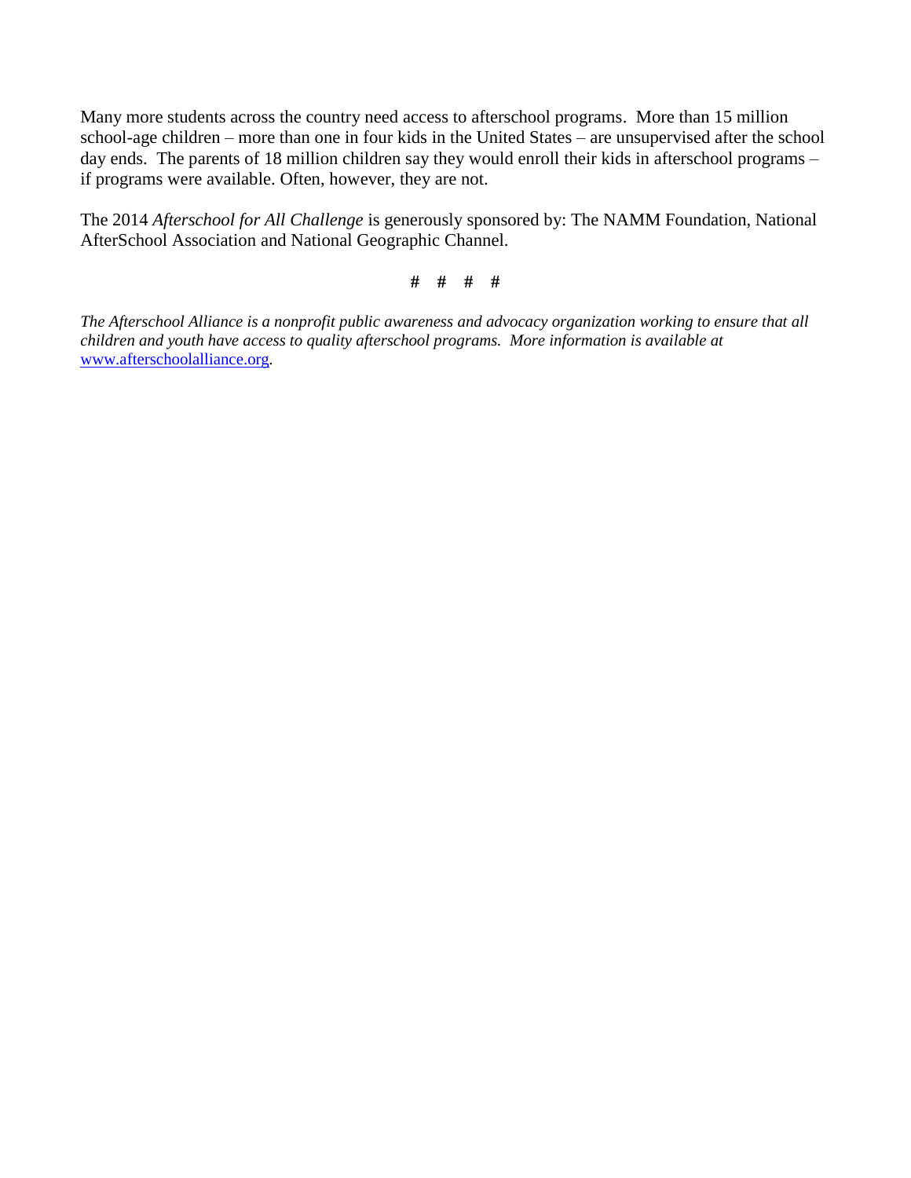Many more students across the country need access to afterschool programs. More than 15 million school-age children – more than one in four kids in the United States – are unsupervised after the school day ends. The parents of 18 million children say they would enroll their kids in afterschool programs – if programs were available. Often, however, they are not.

The 2014 *Afterschool for All Challenge* is generously sponsored by: The NAMM Foundation, National AfterSchool Association and National Geographic Channel.

# # # #

*The Afterschool Alliance is a nonprofit public awareness and advocacy organization working to ensure that all children and youth have access to quality afterschool programs. More information is available at* [www.afterschoolalliance.org](http://www.afterschoolalliance.org).